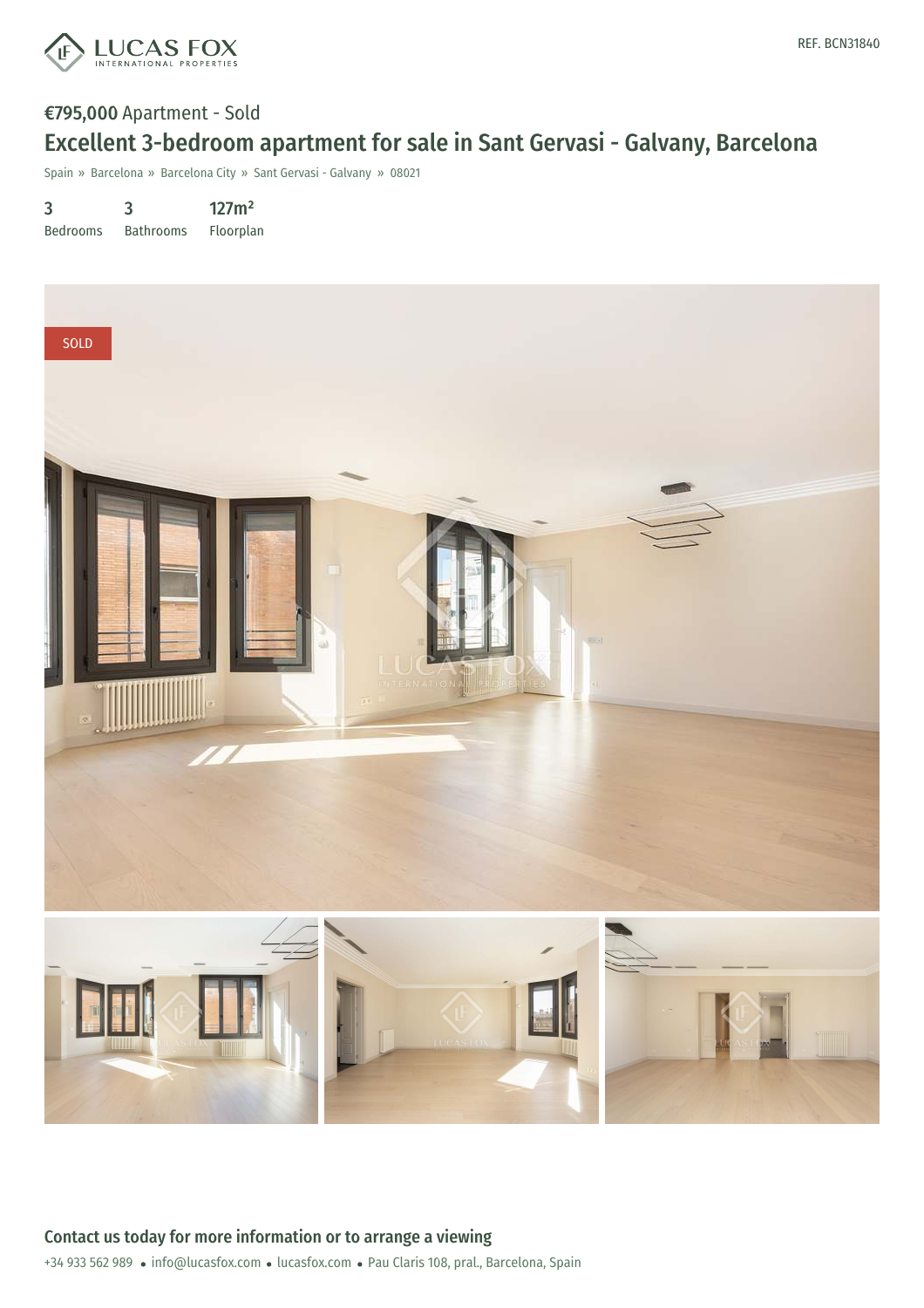REF. BCN31840

€795,000 Apartment - Sold

# Excellent 3-bedroom apartment for sale in Sant Gervasi - Galvany, Barcelona

Spain » Barcelona » Barcelona City » Sant Gervasi - Galvany » 08021

| 3 | 3 | 127m² |
|---|---|---|
| Bedrooms | Bathrooms | Floorplan |

SOLD

## Contact us today for more information or to arrange a viewing

+34 933 562 989 • info@lucasfox.com • lucasfox.com • Pau Claris 108, pral., Barcelona, Spain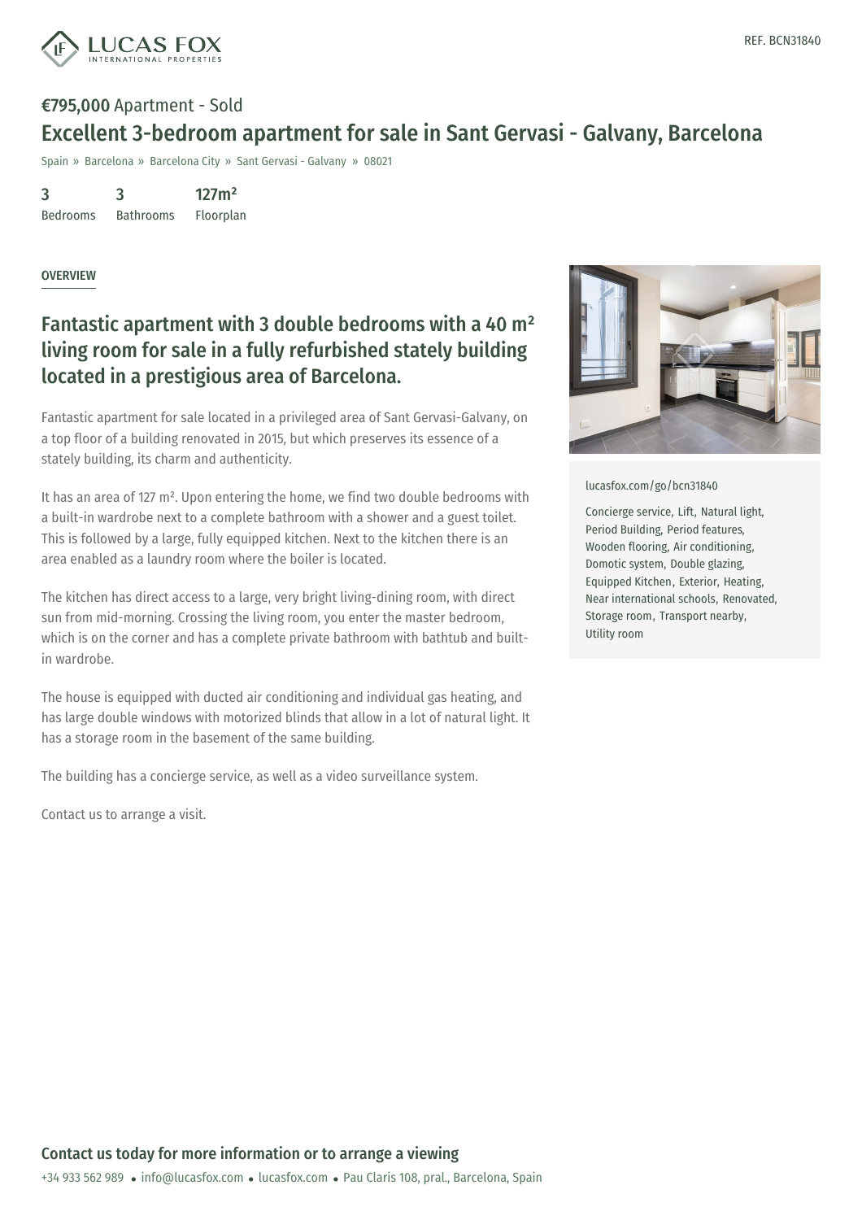REF. BCN31840

**€795,000** Apartment - Sold

# Excellent 3-bedroom apartment for sale in Sant Gervasi - Galvany, Barcelona

Spain » Barcelona » Barcelona City » Sant Gervasi - Galvany » 08021

| 3 | 3 | 127m² |
|---|---|---|
| Bedrooms | Bathrooms | Floorplan |

## OVERVIEW

## Fantastic apartment with 3 double bedrooms with a 40 m² living room for sale in a fully refurbished stately building located in a prestigious area of Barcelona.

Fantastic apartment for sale located in a privileged area of Sant Gervasi-Galvany, on a top floor of a building renovated in 2015, but which preserves its essence of a stately building, its charm and authenticity.

It has an area of 127 m². Upon entering the home, we find two double bedrooms with a built-in wardrobe next to a complete bathroom with a shower and a guest toilet. This is followed by a large, fully equipped kitchen. Next to the kitchen there is an area enabled as a laundry room where the boiler is located.

The kitchen has direct access to a large, very bright living-dining room, with direct sun from mid-morning. Crossing the living room, you enter the master bedroom, which is on the corner and has a complete private bathroom with bathtub and built-in wardrobe.

The house is equipped with ducted air conditioning and individual gas heating, and has large double windows with motorized blinds that allow in a lot of natural light. It has a storage room in the basement of the same building.

The building has a concierge service, as well as a video surveillance system.

Contact us to arrange a visit.

lucasfox.com/go/bcn31840

Concierge service, Lift, Natural light, Period Building, Period features, Wooden flooring, Air conditioning, Domotic system, Double glazing, Equipped Kitchen, Exterior, Heating, Near international schools, Renovated, Storage room, Transport nearby, Utility room

## Contact us today for more information or to arrange a viewing

+34 933 562 989 • info@lucasfox.com • lucasfox.com • Pau Claris 108, pral., Barcelona, Spain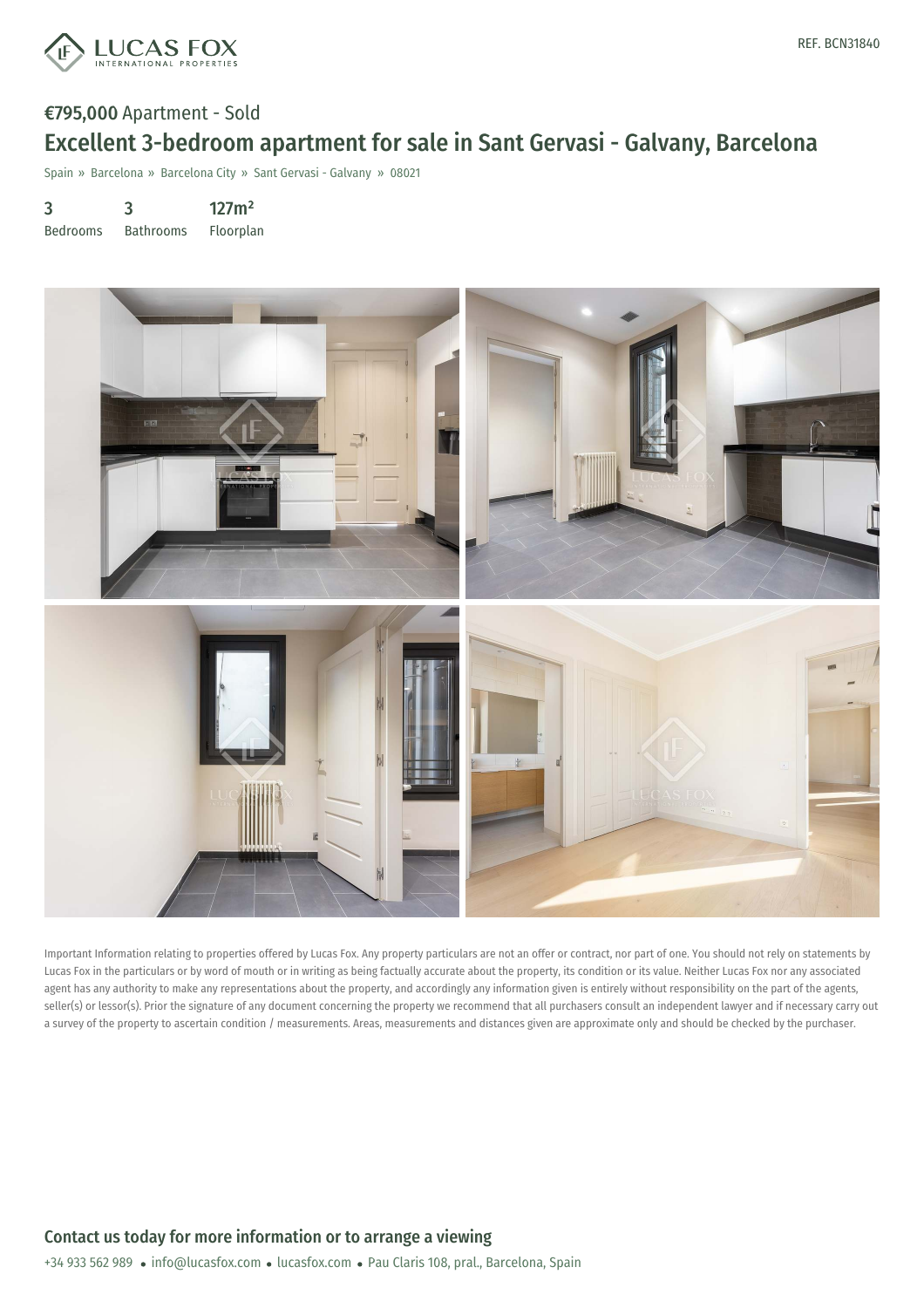REF. BCN31840

# €795,000 Apartment - Sold

## Excellent 3-bedroom apartment for sale in Sant Gervasi - Galvany, Barcelona

Spain » Barcelona » Barcelona City » Sant Gervasi - Galvany » 08021

| 3 | 3 | 127m² |
|---|---|---|
| Bedrooms | Bathrooms | Floorplan |

Important Information relating to properties offered by Lucas Fox. Any property particulars are not an offer or contract, nor part of one. You should not rely on statements by Lucas Fox in the particulars or by word of mouth or in writing as being factually accurate about the property, its condition or its value. Neither Lucas Fox nor any associated agent has any authority to make any representations about the property, and accordingly any information given is entirely without responsibility on the part of the agents, seller(s) or lessor(s). Prior the signature of any document concerning the property we recommend that all purchasers consult an independent lawyer and if necessary carry out a survey of the property to ascertain condition / measurements. Areas, measurements and distances given are approximate only and should be checked by the purchaser.

## Contact us today for more information or to arrange a viewing

+34 933 562 989 • info@lucasfox.com • lucasfox.com • Pau Claris 108, pral., Barcelona, Spain